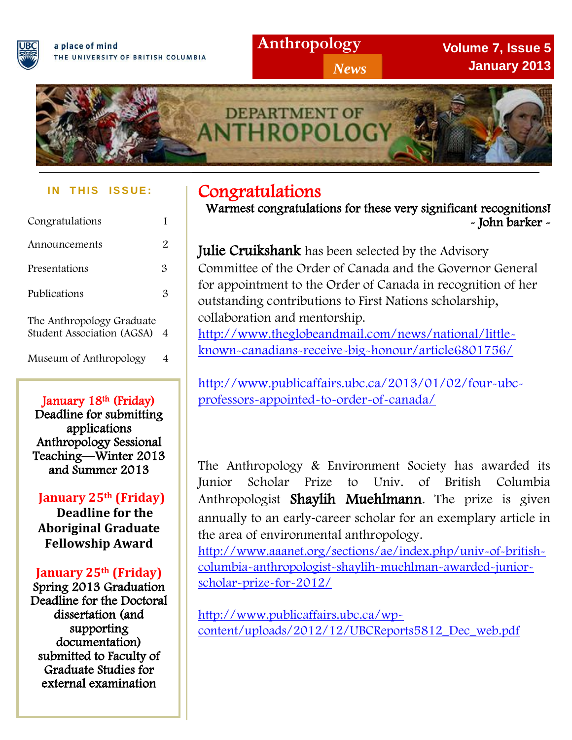a place of mind
THE UNIVERSITY OF BRITISH COLUMBIA

# Anthropology *News*

**Volume 7, Issue 5**
**January 2013**

DEPARTMENT OF ANTHROPOLOGY

**IN THIS ISSUE:**

| | |
|---|---|
| Congratulations | 1 |
| Announcements | 2 |
| Presentations | 3 |
| Publications | 3 |
| The Anthropology Graduate Student Association (AGSA) | 4 |
| Museum of Anthropology | 4 |

**January 18th (Friday)**
**Deadline for submitting applications Anthropology Sessional Teaching—Winter 2013 and Summer 2013**

**January 25th (Friday)**
**Deadline for the Aboriginal Graduate Fellowship Award**

**January 25th (Friday)**
**Spring 2013 Graduation Deadline for the Doctoral dissertation (and supporting documentation) submitted to Faculty of Graduate Studies for external examination**

## Congratulations

**Warmest congratulations for these very significant recognitions!**
**- John barker -**

**Julie Cruikshank** has been selected by the Advisory Committee of the Order of Canada and the Governor General for appointment to the Order of Canada in recognition of her outstanding contributions to First Nations scholarship, collaboration and mentorship.
http://www.theglobeandmail.com/news/national/little-known-canadians-receive-big-honour/article6801756/

http://www.publicaffairs.ubc.ca/2013/01/02/four-ubc-professors-appointed-to-order-of-canada/

The Anthropology & Environment Society has awarded its Junior Scholar Prize to Univ. of British Columbia Anthropologist **Shaylih Muehlmann**. The prize is given annually to an early-career scholar for an exemplary article in the area of environmental anthropology.
http://www.aaanet.org/sections/ae/index.php/univ-of-british-columbia-anthropologist-shaylih-muehlman-awarded-junior-scholar-prize-for-2012/

http://www.publicaffairs.ubc.ca/wp-content/uploads/2012/12/UBCReports5812_Dec_web.pdf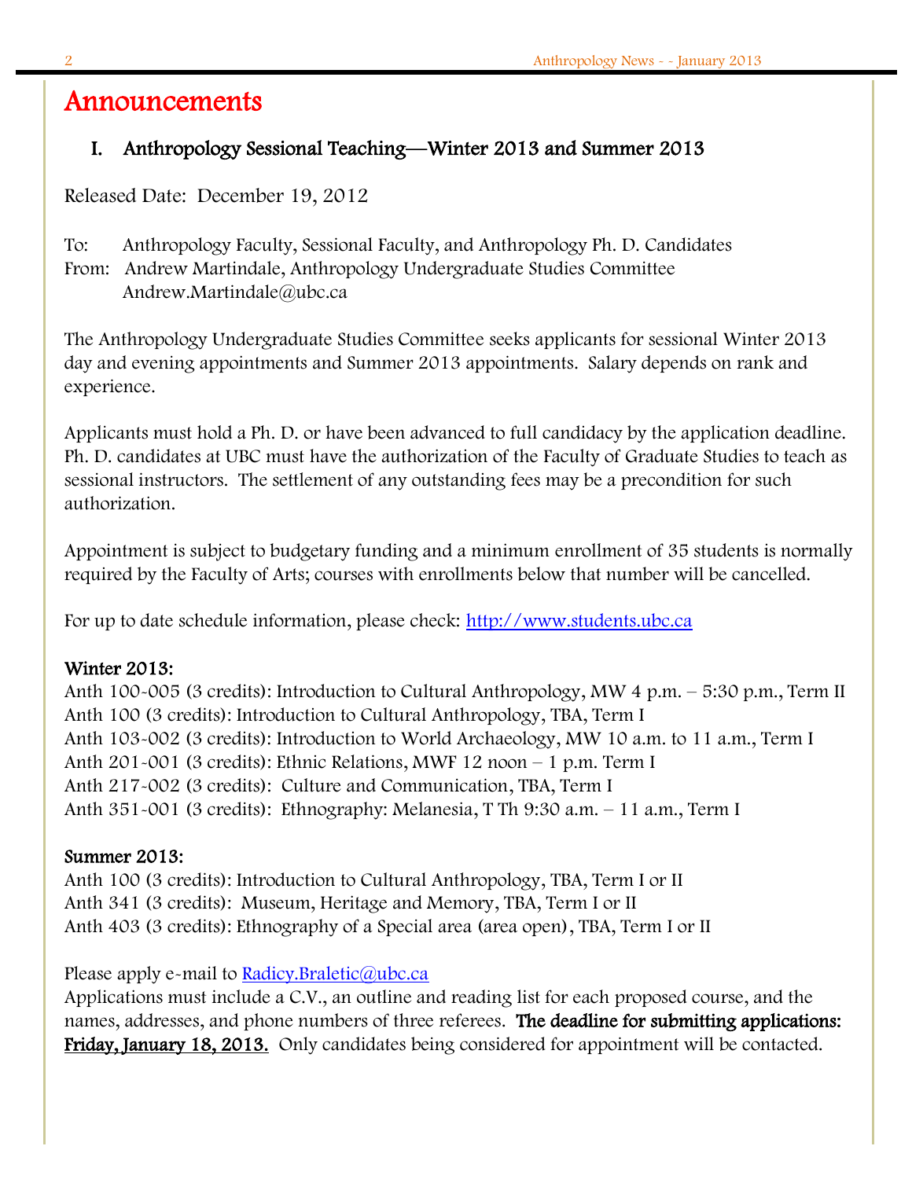# Announcements

## I. Anthropology Sessional Teaching—Winter 2013 and Summer 2013

Released Date: December 19, 2012

To: Anthropology Faculty, Sessional Faculty, and Anthropology Ph. D. Candidates
From: Andrew Martindale, Anthropology Undergraduate Studies Committee
Andrew.Martindale@ubc.ca

The Anthropology Undergraduate Studies Committee seeks applicants for sessional Winter 2013 day and evening appointments and Summer 2013 appointments. Salary depends on rank and experience.

Applicants must hold a Ph. D. or have been advanced to full candidacy by the application deadline. Ph. D. candidates at UBC must have the authorization of the Faculty of Graduate Studies to teach as sessional instructors. The settlement of any outstanding fees may be a precondition for such authorization.

Appointment is subject to budgetary funding and a minimum enrollment of 35 students is normally required by the Faculty of Arts; courses with enrollments below that number will be cancelled.

For up to date schedule information, please check: [http://www.students.ubc.ca](http://www.students.ubc.ca)

**Winter 2013:**
Anth 100-005 (3 credits): Introduction to Cultural Anthropology, MW 4 p.m. – 5:30 p.m., Term II
Anth 100 (3 credits): Introduction to Cultural Anthropology, TBA, Term I
Anth 103-002 (3 credits): Introduction to World Archaeology, MW 10 a.m. to 11 a.m., Term I
Anth 201-001 (3 credits): Ethnic Relations, MWF 12 noon – 1 p.m. Term I
Anth 217-002 (3 credits): Culture and Communication, TBA, Term I
Anth 351-001 (3 credits): Ethnography: Melanesia, T Th 9:30 a.m. – 11 a.m., Term I

**Summer 2013:**
Anth 100 (3 credits): Introduction to Cultural Anthropology, TBA, Term I or II
Anth 341 (3 credits): Museum, Heritage and Memory, TBA, Term I or II
Anth 403 (3 credits): Ethnography of a Special area (area open), TBA, Term I or II

Please apply e-mail to [Radicy.Braletic@ubc.ca](mailto:Radicy.Braletic@ubc.ca)
Applications must include a C.V., an outline and reading list for each proposed course, and the names, addresses, and phone numbers of three referees. **The deadline for submitting applications: <u>Friday, January 18, 2013.</u>** Only candidates being considered for appointment will be contacted.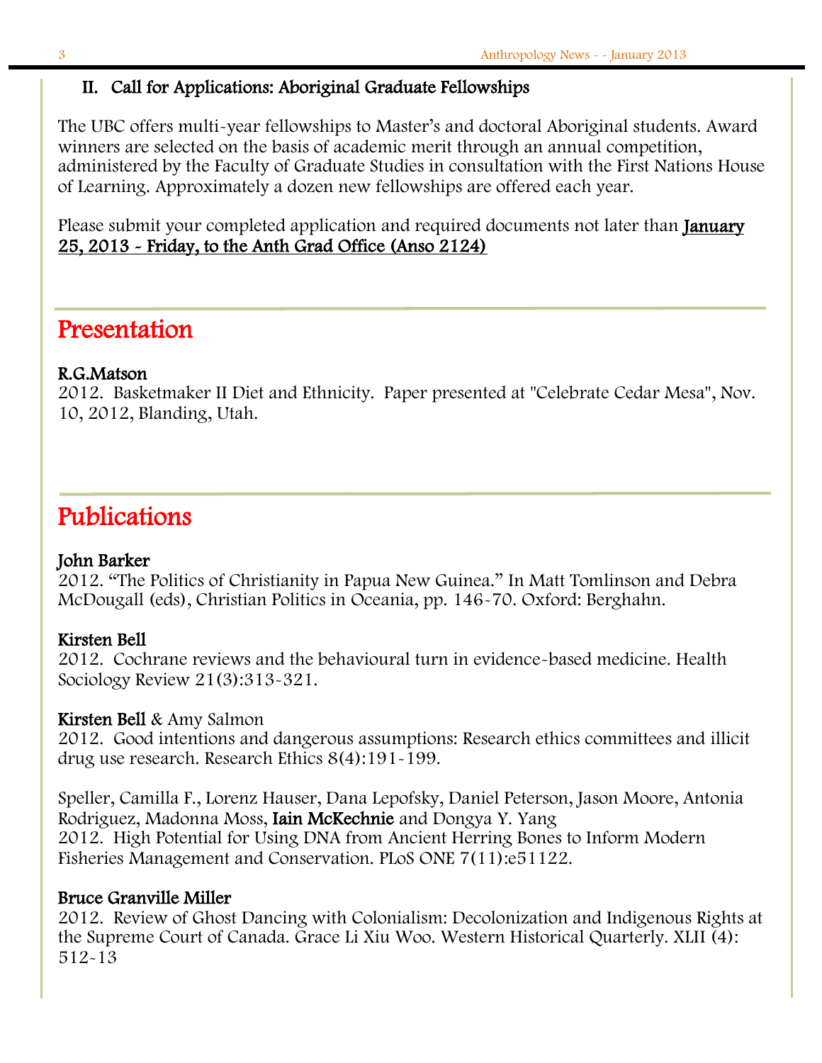## II. Call for Applications: Aboriginal Graduate Fellowships

The UBC offers multi-year fellowships to Master's and doctoral Aboriginal students. Award winners are selected on the basis of academic merit through an annual competition, administered by the Faculty of Graduate Studies in consultation with the First Nations House of Learning. Approximately a dozen new fellowships are offered each year.

Please submit your completed application and required documents not later than **January 25, 2013 - Friday, to the Anth Grad Office (Anso 2124)**

# Presentation

**R.G.Matson**
2012. Basketmaker II Diet and Ethnicity. Paper presented at "Celebrate Cedar Mesa", Nov. 10, 2012, Blanding, Utah.

# Publications

**John Barker**
2012. "The Politics of Christianity in Papua New Guinea." In Matt Tomlinson and Debra McDougall (eds), Christian Politics in Oceania, pp. 146-70. Oxford: Berghahn.

**Kirsten Bell**
2012. Cochrane reviews and the behavioural turn in evidence-based medicine. Health Sociology Review 21(3):313-321.

**Kirsten Bell** & Amy Salmon
2012. Good intentions and dangerous assumptions: Research ethics committees and illicit drug use research. Research Ethics 8(4):191-199.

Speller, Camilla F., Lorenz Hauser, Dana Lepofsky, Daniel Peterson, Jason Moore, Antonia Rodriguez, Madonna Moss, **Iain McKechnie** and Dongya Y. Yang
2012. High Potential for Using DNA from Ancient Herring Bones to Inform Modern Fisheries Management and Conservation. PLoS ONE 7(11):e51122.

**Bruce Granville Miller**
2012. Review of Ghost Dancing with Colonialism: Decolonization and Indigenous Rights at the Supreme Court of Canada. Grace Li Xiu Woo. Western Historical Quarterly. XLII (4): 512-13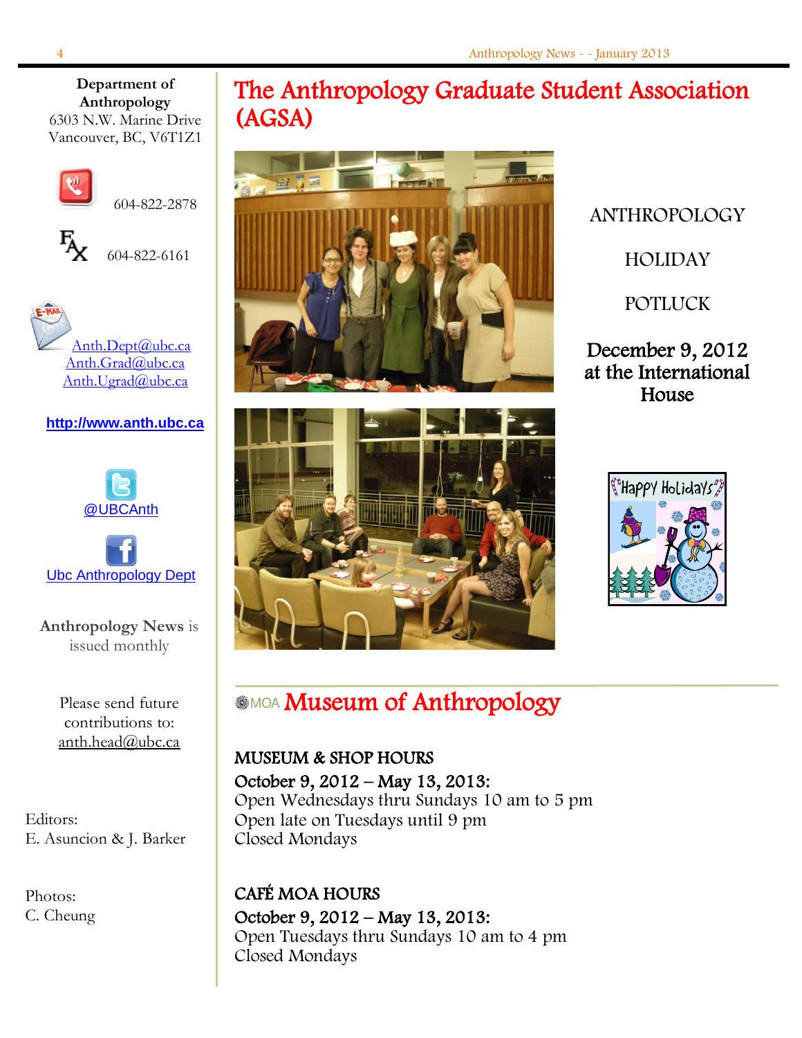**Department of Anthropology**
6303 N.W. Marine Drive
Vancouver, BC, V6T1Z1

604-822-2878

604-822-6161

Anth.Dept@ubc.ca
Anth.Grad@ubc.ca
Anth.Ugrad@ubc.ca

**http://www.anth.ubc.ca**

@UBCAnth

Ubc Anthropology Dept

**Anthropology News** is issued monthly

Please send future contributions to:
anth.head@ubc.ca

Editors:
E. Asuncion & J. Barker

Photos:
C. Cheung

# The Anthropology Graduate Student Association (AGSA)

ANTHROPOLOGY

HOLIDAY

POTLUCK

**December 9, 2012 at the International House**

Happy Holidays

# MOA Museum of Anthropology

**MUSEUM & SHOP HOURS**

**October 9, 2012 – May 13, 2013:**
Open Wednesdays thru Sundays 10 am to 5 pm
Open late on Tuesdays until 9 pm
Closed Mondays

**CAFÉ MOA HOURS**

**October 9, 2012 – May 13, 2013:**
Open Tuesdays thru Sundays 10 am to 4 pm
Closed Mondays